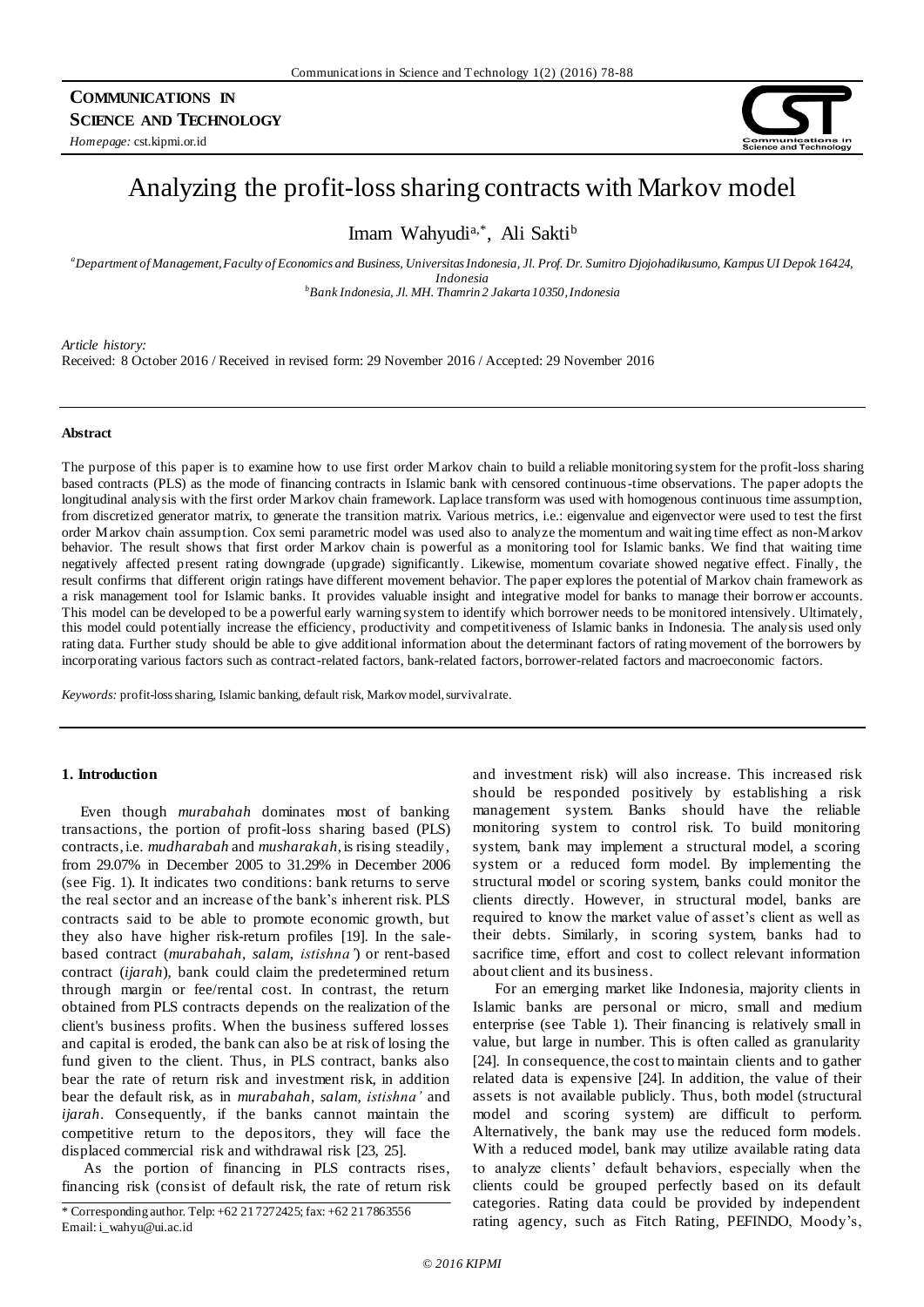**COMMUNICATIONS IN SCIENCE AND TECHNOLOGY**

*Homepage:* cst.kipmi.or.id

# Analyzing the profit-loss sharing contracts with Markov model

Imam Wahyudi[a,*], Ali Sakti[b]

[a]*Department of Management, Faculty of Economics and Business, Universitas Indonesia, Jl. Prof. Dr. Sumitro Djojohadikusumo, Kampus UI Depok 16424, Indonesia*

[b]*Bank Indonesia, Jl. MH. Thamrin 2 Jakarta 10350, Indonesia*

*Article history:*
Received: 8 October 2016 / Received in revised form: 29 November 2016 / Accepted: 29 November 2016

---

**Abstract**

The purpose of this paper is to examine how to use first order Markov chain to build a reliable monitoring system for the profit-loss sharing based contracts (PLS) as the mode of financing contracts in Islamic bank with censored continuous-time observations. The paper adopts the longitudinal analysis with the first order Markov chain framework. Laplace transform was used with homogenous continuous time assumption, from discretized generator matrix, to generate the transition matrix. Various metrics, i.e.: eigenvalue and eigenvector were used to test the first order Markov chain assumption. Cox semi parametric model was used also to analyze the momentum and waiting time effect as non-Markov behavior. The result shows that first order Markov chain is powerful as a monitoring tool for Islamic banks. We find that waiting time negatively affected present rating downgrade (upgrade) significantly. Likewise, momentum covariate showed negative effect. Finally, the result confirms that different origin ratings have different movement behavior. The paper explores the potential of Markov chain framework as a risk management tool for Islamic banks. It provides valuable insight and integrative model for banks to manage their borrower accounts. This model can be developed to be a powerful early warning system to identify which borrower needs to be monitored intensively. Ultimately, this model could potentially increase the efficiency, productivity and competitiveness of Islamic banks in Indonesia. The analysis used only rating data. Further study should be able to give additional information about the determinant factors of rating movement of the borrowers by incorporating various factors such as contract-related factors, bank-related factors, borrower-related factors and macroeconomic factors.

*Keywords:* profit-loss sharing, Islamic banking, default risk, Markov model, survival rate.

---

## 1. Introduction

Even though *murabahah* dominates most of banking transactions, the portion of profit-loss sharing based (PLS) contracts, i.e. *mudharabah* and *musharakah*, is rising steadily, from 29.07% in December 2005 to 31.29% in December 2006 (see Fig. 1). It indicates two conditions: bank returns to serve the real sector and an increase of the bank's inherent risk. PLS contracts said to be able to promote economic growth, but they also have higher risk-return profiles [19]. In the sale-based contract (*murabahah*, *salam*, *istishna'*) or rent-based contract (*ijarah*), bank could claim the predetermined return through margin or fee/rental cost. In contrast, the return obtained from PLS contracts depends on the realization of the client's business profits. When the business suffered losses and capital is eroded, the bank can also be at risk of losing the fund given to the client. Thus, in PLS contract, banks also bear the rate of return risk and investment risk, in addition bear the default risk, as in *murabahah*, *salam*, *istishna'* and *ijarah*. Consequently, if the banks cannot maintain the competitive return to the depositors, they will face the displaced commercial risk and withdrawal risk [23, 25].

As the portion of financing in PLS contracts rises, financing risk (consist of default risk, the rate of return risk and investment risk) will also increase. This increased risk should be responded positively by establishing a risk management system. Banks should have the reliable monitoring system to control risk. To build monitoring system, bank may implement a structural model, a scoring system or a reduced form model. By implementing the structural model or scoring system, banks could monitor the clients directly. However, in structural model, banks are required to know the market value of asset's client as well as their debts. Similarly, in scoring system, banks had to sacrifice time, effort and cost to collect relevant information about client and its business.

For an emerging market like Indonesia, majority clients in Islamic banks are personal or micro, small and medium enterprise (see Table 1). Their financing is relatively small in value, but large in number. This is often called as granularity [24]. In consequence, the cost to maintain clients and to gather related data is expensive [24]. In addition, the value of their assets is not available publicly. Thus, both model (structural model and scoring system) are difficult to perform. Alternatively, the bank may use the reduced form models. With a reduced model, bank may utilize available rating data to analyze clients' default behaviors, especially when the clients could be grouped perfectly based on its default categories. Rating data could be provided by independent rating agency, such as Fitch Rating, PEFINDO, Moody's,

\* Corresponding author. Telp: +62 21 7272425; fax: +62 21 7863556
Email: i_wahyu@ui.ac.id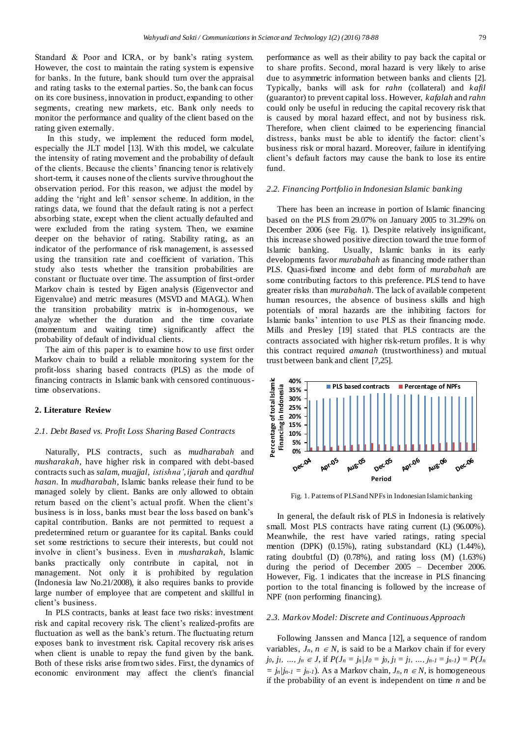Standard & Poor and ICRA, or by bank's rating system. However, the cost to maintain the rating system is expensive for banks. In the future, bank should turn over the appraisal and rating tasks to the external parties. So, the bank can focus on its core business, innovation in product, expanding to other segments, creating new markets, etc. Bank only needs to monitor the performance and quality of the client based on the rating given externally.

In this study, we implement the reduced form model, especially the JLT model [13]. With this model, we calculate the intensity of rating movement and the probability of default of the clients. Because the clients' financing tenor is relatively short-term, it causes none of the clients survive throughout the observation period. For this reason, we adjust the model by adding the 'right and left' sensor scheme. In addition, in the ratings data, we found that the default rating is not a perfect absorbing state, except when the client actually defaulted and were excluded from the rating system. Then, we examine deeper on the behavior of rating. Stability rating, as an indicator of the performance of risk management, is assessed using the transition rate and coefficient of variation. This study also tests whether the transition probabilities are constant or fluctuate over time. The assumption of first-order Markov chain is tested by Eigen analysis (Eigenvector and Eigenvalue) and metric measures (MSVD and MAGL). When the transition probability matrix is in-homogenous, we analyze whether the duration and the time covariate (momentum and waiting time) significantly affect the probability of default of individual clients.

The aim of this paper is to examine how to use first order Markov chain to build a reliable monitoring system for the profit-loss sharing based contracts (PLS) as the mode of financing contracts in Islamic bank with censored continuous-time observations.

## 2. Literature Review

### 2.1. Debt Based vs. Profit Loss Sharing Based Contracts

Naturally, PLS contracts, such as *mudharabah* and *musharakah*, have higher risk in compared with debt-based contracts such as *salam*, *muajjal*, *istishna'*, *ijarah* and *qardhul hasan*. In *mudharabah*, Islamic banks release their fund to be managed solely by client. Banks are only allowed to obtain return based on the client's actual profit. When the client's business is in loss, banks must bear the loss based on bank's capital contribution. Banks are not permitted to request a predetermined return or guarantee for its capital. Banks could set some restrictions to secure their interests, but could not involve in client's business. Even in *musharakah*, Islamic banks practically only contribute in capital, not in management. Not only it is prohibited by regulation (Indonesia law No.21/2008), it also requires banks to provide large number of employee that are competent and skillful in client's business.

In PLS contracts, banks at least face two risks: investment risk and capital recovery risk. The client's realized-profits are fluctuation as well as the bank's return. The fluctuating return exposes bank to investment risk. Capital recovery risk arises when client is unable to repay the fund given by the bank. Both of these risks arise from two sides. First, the dynamics of economic environment may affect the client's financial performance as well as their ability to pay back the capital or to share profits. Second, moral hazard is very likely to arise due to asymmetric information between banks and clients [2]. Typically, banks will ask for *rahn* (collateral) and *kafil* (guarantor) to prevent capital loss. However, *kafalah* and *rahn* could only be useful in reducing the capital recovery risk that is caused by moral hazard effect, and not by business risk. Therefore, when client claimed to be experiencing financial distress, banks must be able to identify the factor: client's business risk or moral hazard. Moreover, failure in identifying client's default factors may cause the bank to lose its entire fund.

### 2.2. Financing Portfolio in Indonesian Islamic banking

There has been an increase in portion of Islamic financing based on the PLS from 29.07% on January 2005 to 31.29% on December 2006 (see Fig. 1). Despite relatively insignificant, this increase showed positive direction toward the true form of Islamic banking. Usually, Islamic banks in its early developments favor *murabahah* as financing mode rather than PLS. Quasi-fixed income and debt form of *murabahah* are some contributing factors to this preference. PLS tend to have greater risks than *murabahah*. The lack of available competent human resources, the absence of business skills and high potentials of moral hazards are the inhibiting factors for Islamic banks' intention to use PLS as their financing mode. Mills and Presley [19] stated that PLS contracts are the contracts associated with higher risk-return profiles. It is why this contract required *amanah* (trustworthiness) and mutual trust between bank and client [7,25].

Fig. 1. Patterns of PLS and NPFs in Indonesian Islamic banking

In general, the default risk of PLS in Indonesia is relatively small. Most PLS contracts have rating current (L) (96.00%). Meanwhile, the rest have varied ratings, rating special mention (DPK) (0.15%), rating substandard (KL) (1.44%), rating doubtful (D) (0.78%), and rating loss (M) (1.63%) during the period of December 2005 – December 2006. However, Fig. 1 indicates that the increase in PLS financing portion to the total financing is followed by the increase of NPF (non performing financing).

### 2.3. Markov Model: Discrete and Continuous Approach

Following Janssen and Manca [12], a sequence of random variables, $J_n$, $n \in N$, is said to be a Markov chain if for every $j_0, j_1, \ldots, j_n \in J$, if $P(J_n = j_n | J_0 = j_0, J_1 = j_1, \ldots, J_{n-1} = j_{n-1}) = P(J_n = j_n | j_{n-1} = j_{n-1})$. As a Markov chain, $J_n$, $n \in N$, is homogeneous if the probability of an event is independent on time $n$ and be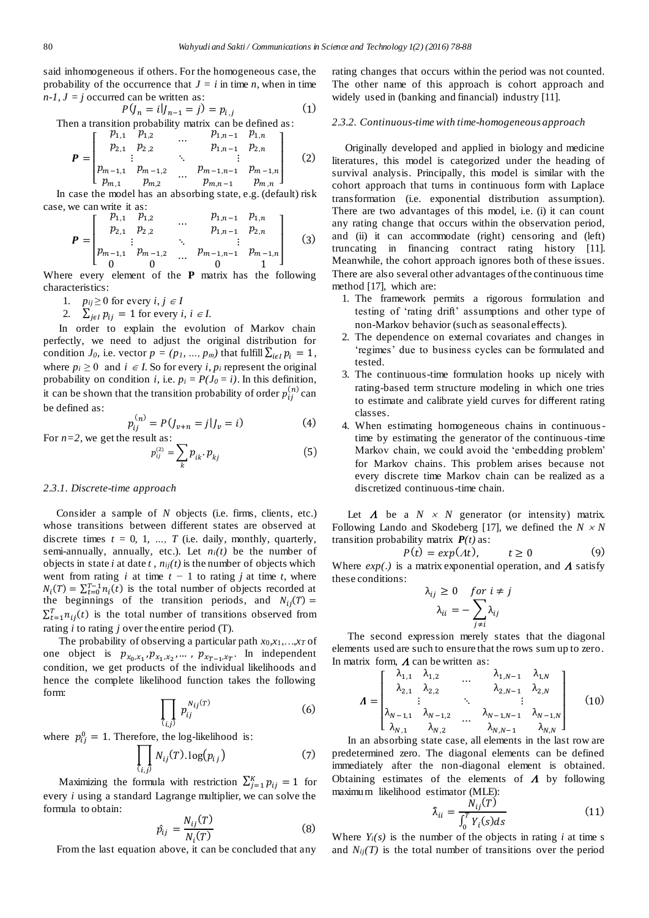said inhomogeneous if others. For the homogeneous case, the probability of the occurrence that $J = i$ in time $n$, when in time $n$-1, $J = j$ occurred can be written as:

$$P(J_n = i | J_{n-1} = j) = p_{i,j} \tag{1}$$

Then a transition probability matrix can be defined as:

$$\boldsymbol{P} = \begin{bmatrix} p_{1,1} & p_{1,2} & \dots & p_{1,n-1} & p_{1,n} \\ p_{2,1} & p_{2,2} & & p_{1,n-1} & p_{2,n} \\ \vdots & & \ddots & & \vdots \\ p_{m-1,1} & p_{m-1,2} & & p_{m-1,n-1} & p_{m-1,n} \\ p_{m,1} & p_{m,2} & \dots & p_{m,n-1} & p_{m,n} \end{bmatrix} \tag{2}$$

In case the model has an absorbing state, e.g. (default) risk case, we can write it as:

$$\boldsymbol{P} = \begin{bmatrix} p_{1,1} & p_{1,2} & \dots & p_{1,n-1} & p_{1,n} \\ p_{2,1} & p_{2,2} & & p_{1,n-1} & p_{2,n} \\ \vdots & & \ddots & & \vdots \\ p_{m-1,1} & p_{m-1,2} & \dots & p_{m-1,n-1} & p_{m-1,n} \\ 0 & 0 & \dots & 0 & 1 \end{bmatrix} \tag{3}$$

Where every element of the **P** matrix has the following characteristics:

1. $p_{ij} \geq 0$ for every $i, j \in I$
2. $\sum_{j \in I} p_{ij} = 1$ for every $i$, $i \in I$.

In order to explain the evolution of Markov chain perfectly, we need to adjust the original distribution for condition $J_0$, i.e. vector $p = (p_1, \ldots, p_m)$ that fulfill $\sum_{i \in I} p_i = 1$, where $p_i \geq 0$ and $i \in I$. So for every $i$, $p_i$ represent the original probability on condition $i$, i.e. $p_i = P(J_0 = i)$. In this definition, it can be shown that the transition probability of order $p_{ij}^{(n)}$ can be defined as:

$$p_{ij}^{(n)} = P(J_{v+n} = j | J_v = i) \tag{4}$$

For $n=2$, we get the result as:

$$p_{ij}^{(2)} = \sum_k p_{ik} . p_{kj} \tag{5}$$

### 2.3.1. Discrete-time approach

Consider a sample of $N$ objects (i.e. firms, clients, etc.) whose transitions between different states are observed at discrete times $t = 0, 1, \ldots, T$ (i.e. daily, monthly, quarterly, semi-annually, annually, etc.). Let $n_i(t)$ be the number of objects in state $i$ at date $t$, $n_{ij}(t)$ is the number of objects which went from rating $i$ at time $t - 1$ to rating $j$ at time $t$, where $N_i(T) = \sum_{t=0}^{T-1} n_i(t)$ is the total number of objects recorded at the beginnings of the transition periods, and $N_{ij}(T) = \sum_{t=1}^{T} n_{ij}(t)$ is the total number of transitions observed from rating $i$ to rating $j$ over the entire period (T).

The probability of observing a particular path $x_0, x_1, \ldots, x_T$ of one object is $p_{x_0,x_1}, p_{x_1,x_2}, \ldots, p_{x_{T-1},x_T}$. In independent condition, we get products of the individual likelihoods and hence the complete likelihood function takes the following form:

$$\prod_{(i,j)} p_{ij}^{N_{ij}(T)} \tag{6}$$

where $p_{ij}^{0} = 1$. Therefore, the log-likelihood is:

$$\prod_{(i,j)} N_{ij}(T).\log(p_{ij}) \tag{7}$$

Maximizing the formula with restriction $\sum_{j=1}^{K} p_{ij} = 1$ for every $i$ using a standard Lagrange multiplier, we can solve the formula to obtain:

$$\hat{p}_{ij} = \frac{N_{ij}(T)}{N_i(T)} \tag{8}$$

From the last equation above, it can be concluded that any rating changes that occurs within the period was not counted. The other name of this approach is cohort approach and widely used in (banking and financial) industry [11].

### 2.3.2. Continuous-time with time-homogeneous approach

Originally developed and applied in biology and medicine literatures, this model is categorized under the heading of survival analysis. Principally, this model is similar with the cohort approach that turns in continuous form with Laplace transformation (i.e. exponential distribution assumption). There are two advantages of this model, i.e. (i) it can count any rating change that occurs within the observation period, and (ii) it can accommodate (right) censoring and (left) truncating in financing contract rating history [11]. Meanwhile, the cohort approach ignores both of these issues. There are also several other advantages of the continuous time method [17], which are:

1. The framework permits a rigorous formulation and testing of 'rating drift' assumptions and other type of non-Markov behavior (such as seasonal effects).
2. The dependence on external covariates and changes in 'regimes' due to business cycles can be formulated and tested.
3. The continuous-time formulation hooks up nicely with rating-based term structure modeling in which one tries to estimate and calibrate yield curves for different rating classes.
4. When estimating homogeneous chains in continuous-time by estimating the generator of the continuous-time Markov chain, we could avoid the 'embedding problem' for Markov chains. This problem arises because not every discrete time Markov chain can be realized as a discretized continuous-time chain.

Let $\boldsymbol{\Lambda}$ be a $N \times N$ generator (or intensity) matrix. Following Lando and Skodeberg [17], we defined the $N \times N$ transition probability matrix $\boldsymbol{P}(t)$ as:

$$P(t) = exp(\Lambda t), \qquad t \geq 0 \tag{9}$$

Where $exp(.)$ is a matrix exponential operation, and $\boldsymbol{\Lambda}$ satisfy these conditions:

$$\lambda_{ij} \geq 0 \quad for\ i \neq j$$

$$\lambda_{ii} = -\sum_{j \neq i} \lambda_{ij}$$

The second expression merely states that the diagonal elements used are such to ensure that the rows sum up to zero. In matrix form, $\boldsymbol{\Lambda}$ can be written as:

$$\boldsymbol{\Lambda} = \begin{bmatrix} \lambda_{1,1} & \lambda_{1,2} & \dots & \lambda_{1,N-1} & \lambda_{1,N} \\ & \lambda_{2,1} \; \lambda_{2,2} & & \lambda_{2,N-1} & \lambda_{2,N} \\ \vdots & & \ddots & & \vdots \\ \lambda_{N-1,1} & \lambda_{N-1,2} & \dots & \lambda_{N-1,N-1} & \lambda_{N-1,N} \\ \lambda_{N,1} & \lambda_{N,2} & & \lambda_{N,N-1} & \lambda_{N,N} \end{bmatrix} \tag{10}$$

In an absorbing state case, all elements in the last row are predetermined zero. The diagonal elements can be defined immediately after the non-diagonal element is obtained. Obtaining estimates of the elements of $\boldsymbol{\Lambda}$ by following maximum likelihood estimator (MLE):

$$\hat{\lambda}_{ii} = \frac{N_{ij}(T)}{\int_0^T Y_i(s)ds} \tag{11}$$

Where $Y_i(s)$ is the number of the objects in rating $i$ at time s and $N_{ij}(T)$ is the total number of transitions over the period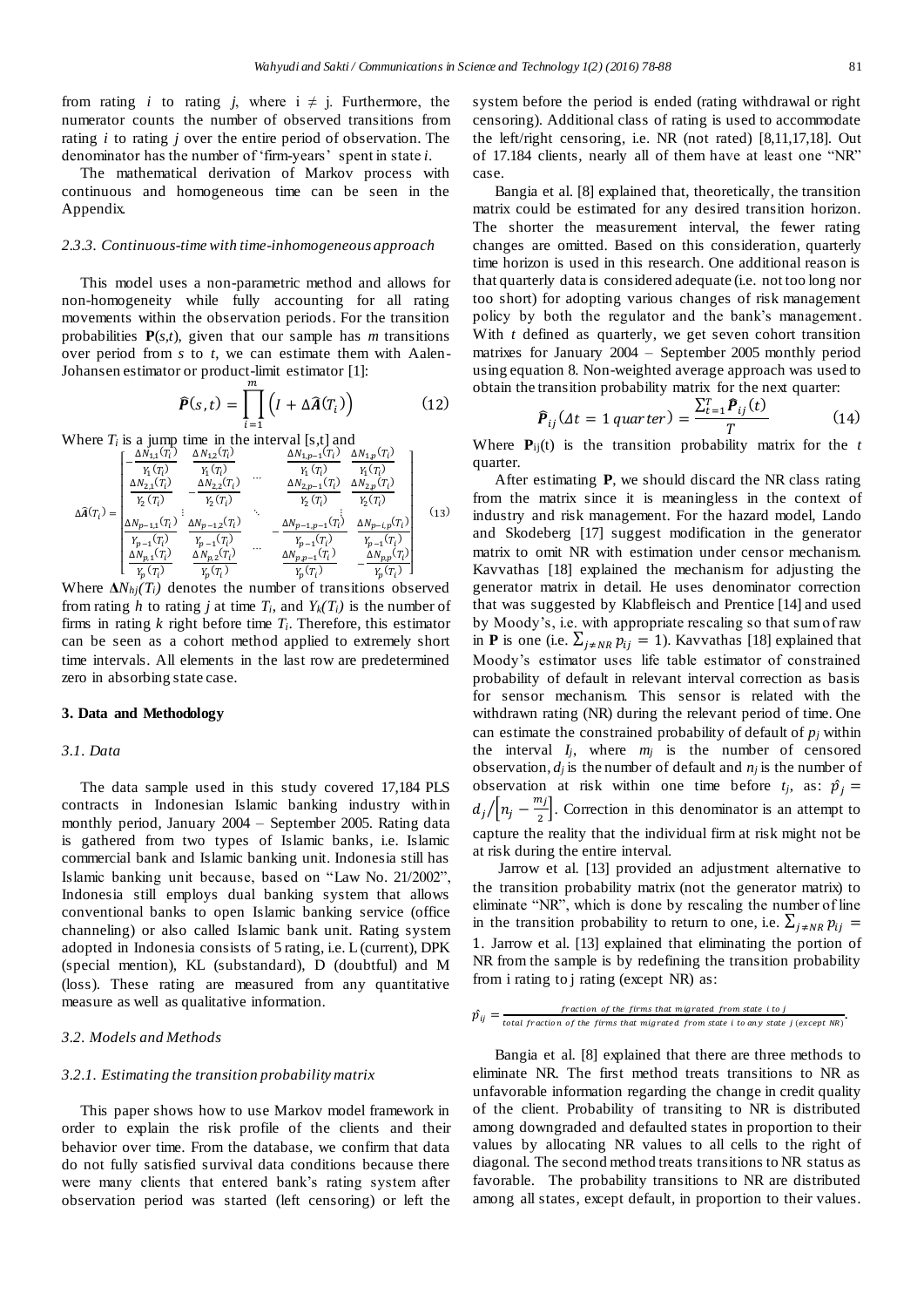from rating $i$ to rating $j$, where $i \neq j$. Furthermore, the numerator counts the number of observed transitions from rating $i$ to rating $j$ over the entire period of observation. The denominator has the number of 'firm-years' spent in state $i$.

The mathematical derivation of Markov process with continuous and homogeneous time can be seen in the Appendix.

#### 2.3.3. Continuous-time with time-inhomogeneous approach

This model uses a non-parametric method and allows for non-homogeneity while fully accounting for all rating movements within the observation periods. For the transition probabilities $\mathbf{P}(s,t)$, given that our sample has $m$ transitions over period from $s$ to $t$, we can estimate them with Aalen-Johansen estimator or product-limit estimator [1]:

$$\widehat{\boldsymbol{P}}(s,t) = \prod_{i=1}^{m} \left( I + \Delta \widehat{\boldsymbol{A}}(T_i) \right) \tag{12}$$

Where $T_i$ is a jump time in the interval [s,t] and

$$\Delta \widehat{\boldsymbol{A}}(T_i) = \begin{bmatrix} -\frac{\Delta N_{1,1}(T_i)}{Y_1(T_i)} & \frac{\Delta N_{1,2}(T_i)}{Y_1(T_i)} & \cdots & \frac{\Delta N_{1,p-1}(T_i)}{Y_1(T_i)} & \frac{\Delta N_{1,p}(T_i)}{Y_1(T_i)} \\ \frac{\Delta N_{2,1}(T_i)}{Y_2(T_i)} & -\frac{\Delta N_{2,2}(T_i)}{Y_2(T_i)} & \cdots & \frac{\Delta N_{2,p-1}(T_i)}{Y_2(T_i)} & \frac{\Delta N_{2,p}(T_i)}{Y_2(T_i)} \\ \vdots & \vdots & \ddots & \vdots & \vdots \\ \frac{\Delta N_{p-1,1}(T_i)}{Y_{p-1}(T_i)} & \frac{\Delta N_{p-1,2}(T_i)}{Y_{p-1}(T_i)} & & -\frac{\Delta N_{p-1,p-1}(T_i)}{Y_{p-1}(T_i)} & \frac{\Delta N_{p-i,p}(T_i)}{Y_{p-1}(T_i)} \\ \frac{\Delta N_{p,1}(T_i)}{Y_p(T_i)} & \frac{\Delta N_{p,2}(T_i)}{Y_p(T_i)} & \cdots & \frac{\Delta N_{p,p-1}(T_i)}{Y_p(T_i)} & -\frac{\Delta N_{p,p}(T_i)}{Y_p(T_i)} \end{bmatrix} \tag{13}$$

Where $\Delta N_{hj}(T_i)$ denotes the number of transitions observed from rating $h$ to rating $j$ at time $T_i$, and $Y_k(T_i)$ is the number of firms in rating $k$ right before time $T_i$. Therefore, this estimator can be seen as a cohort method applied to extremely short time intervals. All elements in the last row are predetermined zero in absorbing state case.

## 3. Data and Methodology

### 3.1. Data

The data sample used in this study covered 17,184 PLS contracts in Indonesian Islamic banking industry within monthly period, January 2004 – September 2005. Rating data is gathered from two types of Islamic banks, i.e. Islamic commercial bank and Islamic banking unit. Indonesia still has Islamic banking unit because, based on "Law No. 21/2002", Indonesia still employs dual banking system that allows conventional banks to open Islamic banking service (office channeling) or also called Islamic bank unit. Rating system adopted in Indonesia consists of 5 rating, i.e. L (current), DPK (special mention), KL (substandard), D (doubtful) and M (loss). These rating are measured from any quantitative measure as well as qualitative information.

### 3.2. Models and Methods

#### 3.2.1. Estimating the transition probability matrix

This paper shows how to use Markov model framework in order to explain the risk profile of the clients and their behavior over time. From the database, we confirm that data do not fully satisfied survival data conditions because there were many clients that entered bank's rating system after observation period was started (left censoring) or left the system before the period is ended (rating withdrawal or right censoring). Additional class of rating is used to accommodate the left/right censoring, i.e. NR (not rated) [8,11,17,18]. Out of 17.184 clients, nearly all of them have at least one "NR" case.

Bangia et al. [8] explained that, theoretically, the transition matrix could be estimated for any desired transition horizon. The shorter the measurement interval, the fewer rating changes are omitted. Based on this consideration, quarterly time horizon is used in this research. One additional reason is that quarterly data is considered adequate (i.e. not too long nor too short) for adopting various changes of risk management policy by both the regulator and the bank's management. With $t$ defined as quarterly, we get seven cohort transition matrixes for January 2004 – September 2005 monthly period using equation 8. Non-weighted average approach was used to obtain the transition probability matrix for the next quarter:

$$\widehat{\boldsymbol{P}}_{ij}(\Delta t = 1\ quarter) = \frac{\sum_{t=1}^{T} \widehat{\boldsymbol{P}}_{ij}(t)}{T} \tag{14}$$

Where $\mathbf{P}_{ij}(t)$ is the transition probability matrix for the $t$ quarter.

After estimating $\mathbf{P}$, we should discard the NR class rating from the matrix since it is meaningless in the context of industry and risk management. For the hazard model, Lando and Skodeberg [17] suggest modification in the generator matrix to omit NR with estimation under censor mechanism. Kavvathas [18] explained the mechanism for adjusting the generator matrix in detail. He uses denominator correction that was suggested by Klabfleisch and Prentice [14] and used by Moody's, i.e. with appropriate rescaling so that sum of raw in $\mathbf{P}$ is one (i.e. $\sum_{j \neq NR} p_{ij} = 1$). Kavvathas [18] explained that Moody's estimator uses life table estimator of constrained probability of default in relevant interval correction as basis for sensor mechanism. This sensor is related with the withdrawn rating (NR) during the relevant period of time. One can estimate the constrained probability of default of $p_j$ within the interval $I_j$, where $m_j$ is the number of censored observation, $d_j$ is the number of default and $n_j$ is the number of observation at risk within one time before $t_j$, as: $\hat{p}_j = d_j / \left[ n_j - \frac{m_j}{2} \right]$. Correction in this denominator is an attempt to capture the reality that the individual firm at risk might not be at risk during the entire interval.

Jarrow et al. [13] provided an adjustment alternative to the transition probability matrix (not the generator matrix) to eliminate "NR", which is done by rescaling the number of line in the transition probability to return to one, i.e. $\sum_{j \neq NR} p_{ij} = 1$. Jarrow et al. [13] explained that eliminating the portion of NR from the sample is by redefining the transition probability from i rating to j rating (except NR) as:

$$\hat{p_{ij}} = \frac{fraction\ of\ the\ firms\ that\ migrated\ from\ state\ i\ to\ j}{total\ fraction\ of\ the\ firms\ that\ migrated\ from\ state\ i\ to\ any\ state\ j\ (except\ NR)}.$$

Bangia et al. [8] explained that there are three methods to eliminate NR. The first method treats transitions to NR as unfavorable information regarding the change in credit quality of the client. Probability of transiting to NR is distributed among downgraded and defaulted states in proportion to their values by allocating NR values to all cells to the right of diagonal. The second method treats transitions to NR status as favorable. The probability transitions to NR are distributed among all states, except default, in proportion to their values.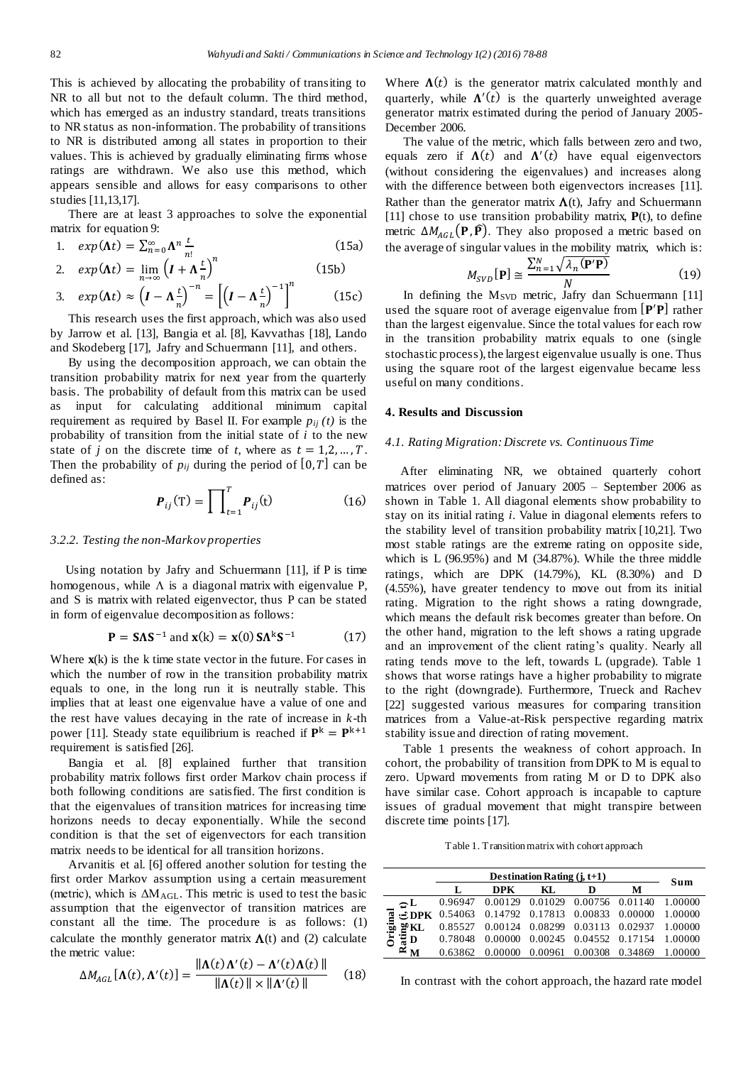This is achieved by allocating the probability of transiting to NR to all but not to the default column. The third method, which has emerged as an industry standard, treats transitions to NR status as non-information. The probability of transitions to NR is distributed among all states in proportion to their values. This is achieved by gradually eliminating firms whose ratings are withdrawn. We also use this method, which appears sensible and allows for easy comparisons to other studies [11,13,17].

There are at least 3 approaches to solve the exponential matrix for equation 9:

1. $exp(\mathbf{\Lambda}t) = \sum_{n=0}^{\infty} \mathbf{\Lambda}^n \frac{t}{n!}$ (15a)
2. $exp(\mathbf{\Lambda}t) = \lim_{n\to\infty} \left(\boldsymbol{I} + \mathbf{\Lambda}\frac{t}{n}\right)^n$ (15b)
3. $exp(\mathbf{\Lambda}t) \approx \left(\boldsymbol{I} - \mathbf{\Lambda}\frac{t}{n}\right)^{-n} = \left[\left(\boldsymbol{I} - \mathbf{\Lambda}\frac{t}{n}\right)^{-1}\right]^n$ (15c)

This research uses the first approach, which was also used by Jarrow et al. [13], Bangia et al. [8], Kavvathas [18], Lando and Skodeberg [17], Jafry and Schuermann [11], and others.

By using the decomposition approach, we can obtain the transition probability matrix for next year from the quarterly basis. The probability of default from this matrix can be used as input for calculating additional minimum capital requirement as required by Basel II. For example $p_{ij}(t)$ is the probability of transition from the initial state of $i$ to the new state of $j$ on the discrete time of $t$, where as $t = 1,2,\ldots,T$. Then the probability of $p_{ij}$ during the period of $[0,T]$ can be defined as:

$$\boldsymbol{P}_{ij}(\mathrm{T}) = \prod_{t=1}^{T} \boldsymbol{P}_{ij}(\mathrm{t}) \tag{16}$$

### 3.2.2. Testing the non-Markov properties

Using notation by Jafry and Schuermann [11], if P is time homogenous, while $\Lambda$ is a diagonal matrix with eigenvalue P, and S is matrix with related eigenvector, thus P can be stated in form of eigenvalue decomposition as follows:

$$\mathbf{P} = \mathbf{S}\mathbf{\Lambda}\mathbf{S}^{-1} \text{ and } \mathbf{x}(\mathrm{k}) = \mathbf{x}(0)\,\mathbf{S}\mathbf{\Lambda}^{\mathrm{k}}\mathbf{S}^{-1} \tag{17}$$

Where $\mathbf{x}(k)$ is the k time state vector in the future. For cases in which the number of row in the transition probability matrix equals to one, in the long run it is neutrally stable. This implies that at least one eigenvalue have a value of one and the rest have values decaying in the rate of increase in $k$-th power [11]. Steady state equilibrium is reached if $\mathbf{P}^{\mathrm{k}} = \mathbf{P}^{\mathrm{k}+1}$ requirement is satisfied [26].

Bangia et al. [8] explained further that transition probability matrix follows first order Markov chain process if both following conditions are satisfied. The first condition is that the eigenvalues of transition matrices for increasing time horizons needs to decay exponentially. While the second condition is that the set of eigenvectors for each transition matrix needs to be identical for all transition horizons.

Arvanitis et al. [6] offered another solution for testing the first order Markov assumption using a certain measurement (metric), which is $\Delta M_{AGL}$. This metric is used to test the basic assumption that the eigenvector of transition matrices are constant all the time. The procedure is as follows: (1) calculate the monthly generator matrix $\mathbf{\Lambda}$(t) and (2) calculate the metric value:

$$\Delta M_{AGL}[\mathbf{\Lambda}(t), \mathbf{\Lambda}'(t)] = \frac{\|\mathbf{\Lambda}(t)\,\mathbf{\Lambda}'(t) - \mathbf{\Lambda}'(t)\mathbf{\Lambda}(t)\,\|}{\|\mathbf{\Lambda}(t)\,\| \times \|\mathbf{\Lambda}'(t)\,\|} \tag{18}$$

Where $\mathbf{\Lambda}(t)$ is the generator matrix calculated monthly and quarterly, while $\mathbf{\Lambda}'(t)$ is the quarterly unweighted average generator matrix estimated during the period of January 2005-December 2006.

The value of the metric, which falls between zero and two, equals zero if $\mathbf{\Lambda}(t)$ and $\mathbf{\Lambda}'(t)$ have equal eigenvectors (without considering the eigenvalues) and increases along with the difference between both eigenvectors increases [11]. Rather than the generator matrix $\mathbf{\Lambda}$(t), Jafry and Schuermann [11] chose to use transition probability matrix, $\mathbf{P}$(t), to define metric $\Delta M_{AGL}(\mathbf{P}, \widehat{\mathbf{P}})$. They also proposed a metric based on the average of singular values in the mobility matrix, which is:

$$M_{SVD}[\mathbf{P}] \cong \frac{\sum_{n=1}^{N} \sqrt{\lambda_n(\mathbf{P}'\mathbf{P})}}{N} \tag{19}$$

In defining the $M_{SVD}$ metric, Jafry dan Schuermann [11] used the square root of average eigenvalue from $[\mathbf{P}'\mathbf{P}]$ rather than the largest eigenvalue. Since the total values for each row in the transition probability matrix equals to one (single stochastic process), the largest eigenvalue usually is one. Thus using the square root of the largest eigenvalue became less useful on many conditions.

## 4. Results and Discussion

### 4.1. Rating Migration: Discrete vs. Continuous Time

After eliminating NR, we obtained quarterly cohort matrices over period of January 2005 – September 2006 as shown in Table 1. All diagonal elements show probability to stay on its initial rating $i$. Value in diagonal elements refers to the stability level of transition probability matrix [10,21]. Two most stable ratings are the extreme rating on opposite side, which is L (96.95%) and M (34.87%). While the three middle ratings, which are DPK (14.79%), KL (8.30%) and D (4.55%), have greater tendency to move out from its initial rating. Migration to the right shows a rating downgrade, which means the default risk becomes greater than before. On the other hand, migration to the left shows a rating upgrade and an improvement of the client rating's quality. Nearly all rating tends move to the left, towards L (upgrade). Table 1 shows that worse ratings have a higher probability to migrate to the right (downgrade). Furthermore, Trueck and Rachev [22] suggested various measures for comparing transition matrices from a Value-at-Risk perspective regarding matrix stability issue and direction of rating movement.

Table 1 presents the weakness of cohort approach. In cohort, the probability of transition from DPK to M is equal to zero. Upward movements from rating M or D to DPK also have similar case. Cohort approach is incapable to capture issues of gradual movement that might transpire between discrete time points [17].

Table 1. Transition matrix with cohort approach

| | | Destination Rating (j, t+1) | | | | | Sum |
|---|---|---|---|---|---|---|---|
| | | L | DPK | KL | D | M | |
| Original Rating (i, t) | L | 0.96947 | 0.00129 | 0.01029 | 0.00756 | 0.01140 | 1.00000 |
| | DPK | 0.54063 | 0.14792 | 0.17813 | 0.00833 | 0.00000 | 1.00000 |
| | KL | 0.85527 | 0.00124 | 0.08299 | 0.03113 | 0.02937 | 1.00000 |
| | D | 0.78048 | 0.00000 | 0.00245 | 0.04552 | 0.17154 | 1.00000 |
| | M | 0.63862 | 0.00000 | 0.00961 | 0.00308 | 0.34869 | 1.00000 |

In contrast with the cohort approach, the hazard rate model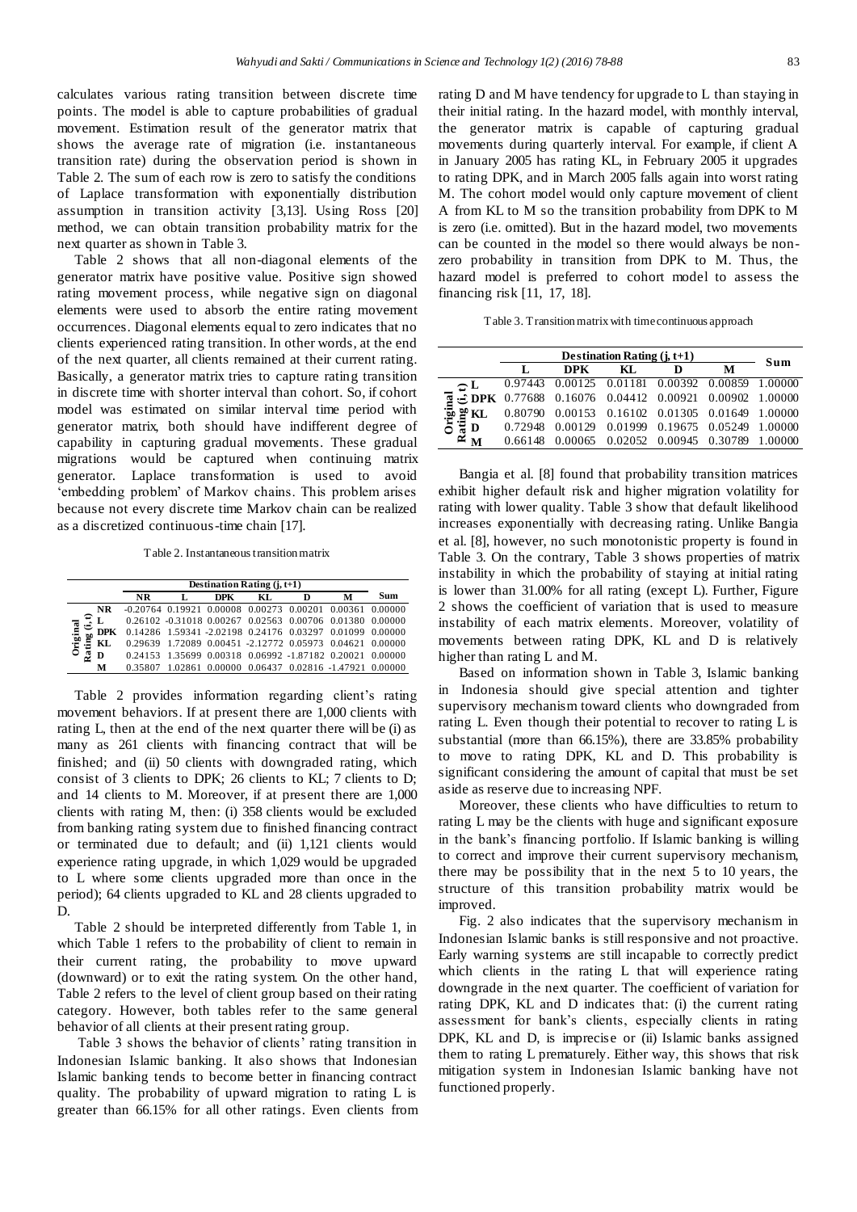calculates various rating transition between discrete time points. The model is able to capture probabilities of gradual movement. Estimation result of the generator matrix that shows the average rate of migration (i.e. instantaneous transition rate) during the observation period is shown in Table 2. The sum of each row is zero to satisfy the conditions of Laplace transformation with exponentially distribution assumption in transition activity [3,13]. Using Ross [20] method, we can obtain transition probability matrix for the next quarter as shown in Table 3.

Table 2 shows that all non-diagonal elements of the generator matrix have positive value. Positive sign showed rating movement process, while negative sign on diagonal elements were used to absorb the entire rating movement occurrences. Diagonal elements equal to zero indicates that no clients experienced rating transition. In other words, at the end of the next quarter, all clients remained at their current rating. Basically, a generator matrix tries to capture rating transition in discrete time with shorter interval than cohort. So, if cohort model was estimated on similar interval time period with generator matrix, both should have indifferent degree of capability in capturing gradual movements. These gradual migrations would be captured when continuing matrix generator. Laplace transformation is used to avoid 'embedding problem' of Markov chains. This problem arises because not every discrete time Markov chain can be realized as a discretized continuous-time chain [17].

Table 2. Instantaneous transition matrix

| | | Destination Rating (j, t+1) | | | | | | |
|---|---|---|---|---|---|---|---|---|
| | | NR | L | DPK | KL | D | M | Sum |
| Original Rating (i, t) | NR | -0.20764 | 0.19921 | 0.00008 | 0.00273 | 0.00201 | 0.00361 | 0.00000 |
| | L | 0.26102 | -0.31018 | 0.00267 | 0.02563 | 0.00706 | 0.01380 | 0.00000 |
| | DPK | 0.14286 | 1.59341 | -2.02198 | 0.24176 | 0.03297 | 0.01099 | 0.00000 |
| | KL | 0.29639 | 1.72089 | 0.00451 | -2.12772 | 0.05973 | 0.04621 | 0.00000 |
| | D | 0.24153 | 1.35699 | 0.00318 | 0.06992 | -1.87182 | 0.20021 | 0.00000 |
| | M | 0.35807 | 1.02861 | 0.00000 | 0.06437 | 0.02816 | -1.47921 | 0.00000 |

Table 2 provides information regarding client's rating movement behaviors. If at present there are 1,000 clients with rating L, then at the end of the next quarter there will be (i) as many as 261 clients with financing contract that will be finished; and (ii) 50 clients with downgraded rating, which consist of 3 clients to DPK; 26 clients to KL; 7 clients to D; and 14 clients to M. Moreover, if at present there are 1,000 clients with rating M, then: (i) 358 clients would be excluded from banking rating system due to finished financing contract or terminated due to default; and (ii) 1,121 clients would experience rating upgrade, in which 1,029 would be upgraded to L where some clients upgraded more than once in the period); 64 clients upgraded to KL and 28 clients upgraded to D.

Table 2 should be interpreted differently from Table 1, in which Table 1 refers to the probability of client to remain in their current rating, the probability to move upward (downward) or to exit the rating system. On the other hand, Table 2 refers to the level of client group based on their rating category. However, both tables refer to the same general behavior of all clients at their present rating group.

Table 3 shows the behavior of clients' rating transition in Indonesian Islamic banking. It also shows that Indonesian Islamic banking tends to become better in financing contract quality. The probability of upward migration to rating L is greater than 66.15% for all other ratings. Even clients from rating D and M have tendency for upgrade to L than staying in their initial rating. In the hazard model, with monthly interval, the generator matrix is capable of capturing gradual movements during quarterly interval. For example, if client A in January 2005 has rating KL, in February 2005 it upgrades to rating DPK, and in March 2005 falls again into worst rating M. The cohort model would only capture movement of client A from KL to M so the transition probability from DPK to M is zero (i.e. omitted). But in the hazard model, two movements can be counted in the model so there would always be non-zero probability in transition from DPK to M. Thus, the hazard model is preferred to cohort model to assess the financing risk [11, 17, 18].

Table 3. Transition matrix with time continuous approach

| | | Destination Rating (j, t+1) | | | | | |
|---|---|---|---|---|---|---|---|
| | | L | DPK | KL | D | M | Sum |
| Original Rating (i, t) | L | 0.97443 | 0.00125 | 0.01181 | 0.00392 | 0.00859 | 1.00000 |
| | DPK | 0.77688 | 0.16076 | 0.04412 | 0.00921 | 0.00902 | 1.00000 |
| | KL | 0.80790 | 0.00153 | 0.16102 | 0.01305 | 0.01649 | 1.00000 |
| | D | 0.72948 | 0.00129 | 0.01999 | 0.19675 | 0.05249 | 1.00000 |
| | M | 0.66148 | 0.00065 | 0.02052 | 0.00945 | 0.30789 | 1.00000 |

Bangia et al. [8] found that probability transition matrices exhibit higher default risk and higher migration volatility for rating with lower quality. Table 3 show that default likelihood increases exponentially with decreasing rating. Unlike Bangia et al. [8], however, no such monotonistic property is found in Table 3. On the contrary, Table 3 shows properties of matrix instability in which the probability of staying at initial rating is lower than 31.00% for all rating (except L). Further, Figure 2 shows the coefficient of variation that is used to measure instability of each matrix elements. Moreover, volatility of movements between rating DPK, KL and D is relatively higher than rating L and M.

Based on information shown in Table 3, Islamic banking in Indonesia should give special attention and tighter supervisory mechanism toward clients who downgraded from rating L. Even though their potential to recover to rating L is substantial (more than 66.15%), there are 33.85% probability to move to rating DPK, KL and D. This probability is significant considering the amount of capital that must be set aside as reserve due to increasing NPF.

Moreover, these clients who have difficulties to return to rating L may be the clients with huge and significant exposure in the bank's financing portfolio. If Islamic banking is willing to correct and improve their current supervisory mechanism, there may be possibility that in the next 5 to 10 years, the structure of this transition probability matrix would be improved.

Fig. 2 also indicates that the supervisory mechanism in Indonesian Islamic banks is still responsive and not proactive. Early warning systems are still incapable to correctly predict which clients in the rating L that will experience rating downgrade in the next quarter. The coefficient of variation for rating DPK, KL and D indicates that: (i) the current rating assessment for bank's clients, especially clients in rating DPK, KL and D, is imprecise or (ii) Islamic banks assigned them to rating L prematurely. Either way, this shows that risk mitigation system in Indonesian Islamic banking have not functioned properly.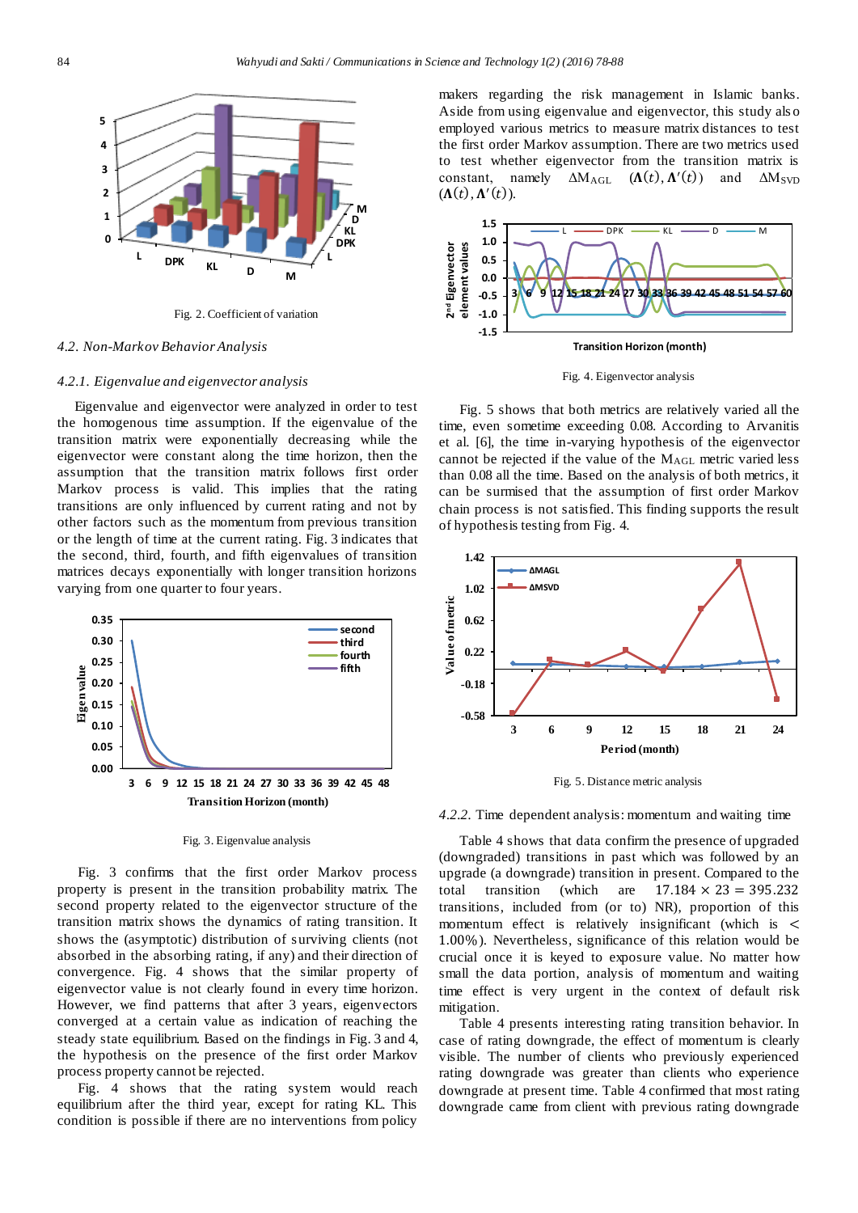Fig. 2. Coefficient of variation

### 4.2. Non-Markov Behavior Analysis

#### 4.2.1. Eigenvalue and eigenvector analysis

Eigenvalue and eigenvector were analyzed in order to test the homogenous time assumption. If the eigenvalue of the transition matrix were exponentially decreasing while the eigenvector were constant along the time horizon, then the assumption that the transition matrix follows first order Markov process is valid. This implies that the rating transitions are only influenced by current rating and not by other factors such as the momentum from previous transition or the length of time at the current rating. Fig. 3 indicates that the second, third, fourth, and fifth eigenvalues of transition matrices decays exponentially with longer transition horizons varying from one quarter to four years.

Fig. 3. Eigenvalue analysis

Fig. 3 confirms that the first order Markov process property is present in the transition probability matrix. The second property related to the eigenvector structure of the transition matrix shows the dynamics of rating transition. It shows the (asymptotic) distribution of surviving clients (not absorbed in the absorbing rating, if any) and their direction of convergence. Fig. 4 shows that the similar property of eigenvector value is not clearly found in every time horizon. However, we find patterns that after 3 years, eigenvectors converged at a certain value as indication of reaching the steady state equilibrium. Based on the findings in Fig. 3 and 4, the hypothesis on the presence of the first order Markov process property cannot be rejected.

Fig. 4 shows that the rating system would reach equilibrium after the third year, except for rating KL. This condition is possible if there are no interventions from policy makers regarding the risk management in Islamic banks. Aside from using eigenvalue and eigenvector, this study also employed various metrics to measure matrix distances to test the first order Markov assumption. There are two metrics used to test whether eigenvector from the transition matrix is constant, namely $\Delta M_{AGL}$ $(\mathbf{\Lambda}(t), \mathbf{\Lambda}'(t))$ and $\Delta M_{SVD}$ $(\mathbf{\Lambda}(t), \mathbf{\Lambda}'(t))$.

Fig. 4. Eigenvector analysis

Fig. 5 shows that both metrics are relatively varied all the time, even sometime exceeding 0.08. According to Arvanitis et al. [6], the time in-varying hypothesis of the eigenvector cannot be rejected if the value of the $M_{AGL}$ metric varied less than 0.08 all the time. Based on the analysis of both metrics, it can be surmised that the assumption of first order Markov chain process is not satisfied. This finding supports the result of hypothesis testing from Fig. 4.

Fig. 5. Distance metric analysis

#### 4.2.2. Time dependent analysis: momentum and waiting time

Table 4 shows that data confirm the presence of upgraded (downgraded) transitions in past which was followed by an upgrade (a downgrade) transition in present. Compared to the total transition (which are $17.184 \times 23 = 395.232$ transitions, included from (or to) NR), proportion of this momentum effect is relatively insignificant (which is $<$ 1.00%). Nevertheless, significance of this relation would be crucial once it is keyed to exposure value. No matter how small the data portion, analysis of momentum and waiting time effect is very urgent in the context of default risk mitigation.

Table 4 presents interesting rating transition behavior. In case of rating downgrade, the effect of momentum is clearly visible. The number of clients who previously experienced rating downgrade was greater than clients who experience downgrade at present time. Table 4 confirmed that most rating downgrade came from client with previous rating downgrade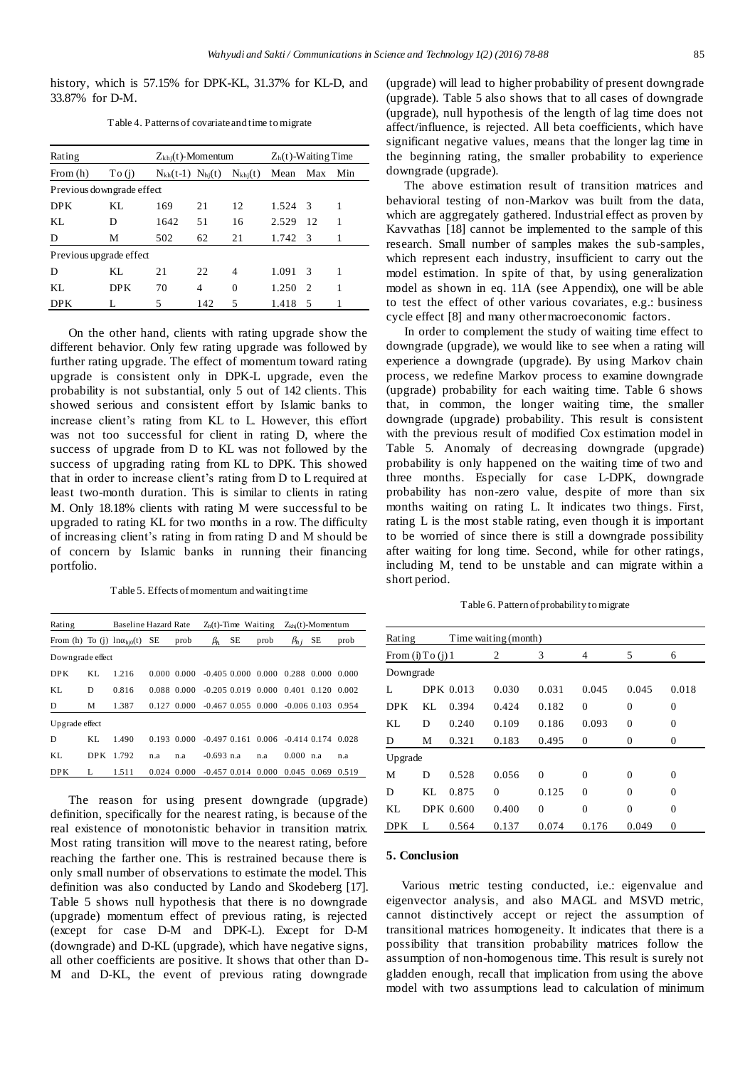history, which is 57.15% for DPK-KL, 31.37% for KL-D, and 33.87% for D-M.

Table 4. Patterns of covariate and time to migrate

| Rating | | $Z_{khj}(t)$-Momentum | | | $Z_h(t)$-Waiting Time | | |
|---|---|---|---|---|---|---|---|
| From (h) | To (j) | $N_{kh}(t-1)$ | $N_{hj}(t)$ | $N_{khj}(t)$ | Mean | Max | Min |
| Previous downgrade effect | | | | | | | |
| DPK | KL | 169 | 21 | 12 | 1.524 | 3 | 1 |
| KL | D | 1642 | 51 | 16 | 2.529 | 12 | 1 |
| D | M | 502 | 62 | 21 | 1.742 | 3 | 1 |
| Previous upgrade effect | | | | | | | |
| D | KL | 21 | 22 | 4 | 1.091 | 3 | 1 |
| KL | DPK | 70 | 4 | 0 | 1.250 | 2 | 1 |
| DPK | L | 5 | 142 | 5 | 1.418 | 5 | 1 |

On the other hand, clients with rating upgrade show the different behavior. Only few rating upgrade was followed by further rating upgrade. The effect of momentum toward rating upgrade is consistent only in DPK-L upgrade, even the probability is not substantial, only 5 out of 142 clients. This showed serious and consistent effort by Islamic banks to increase client's rating from KL to L. However, this effort was not too successful for client in rating D, where the success of upgrade from D to KL was not followed by the success of upgrading rating from KL to DPK. This showed that in order to increase client's rating from D to L required at least two-month duration. This is similar to clients in rating M. Only 18.18% clients with rating M were successful to be upgraded to rating KL for two months in a row. The difficulty of increasing client's rating in from rating D and M should be of concern by Islamic banks in running their financing portfolio.

Table 5. Effects of momentum and waiting time

| Rating | | Baseline Hazard Rate | | | $Z_h(t)$-Time Waiting | | | $Z_{khj}(t)$-Momentum | | |
|---|---|---|---|---|---|---|---|---|---|---|
| From (h) | To (j) | $\ln\alpha_{hj0}(t)$ | SE | prob | $\beta_h$ | SE | prob | $\beta_{hj}$ | SE | prob |
| Downgrade effect | | | | | | | | | | |
| DPK | KL | 1.216 | 0.000 | 0.000 | -0.405 | 0.000 | 0.000 | 0.288 | 0.000 | 0.000 |
| KL | D | 0.816 | 0.088 | 0.000 | -0.205 | 0.019 | 0.000 | 0.401 | 0.120 | 0.002 |
| D | M | 1.387 | 0.127 | 0.000 | -0.467 | 0.055 | 0.000 | -0.006 | 0.103 | 0.954 |
| Upgrade effect | | | | | | | | | | |
| D | KL | 1.490 | 0.193 | 0.000 | -0.497 | 0.161 | 0.006 | -0.414 | 0.174 | 0.028 |
| KL | DPK | 1.792 | n.a | n.a | -0.693 | n.a | n.a | 0.000 | n.a | n.a |
| DPK | L | 1.511 | 0.024 | 0.000 | -0.457 | 0.014 | 0.000 | 0.045 | 0.069 | 0.519 |

The reason for using present downgrade (upgrade) definition, specifically for the nearest rating, is because of the real existence of monotonistic behavior in transition matrix. Most rating transition will move to the nearest rating, before reaching the farther one. This is restrained because there is only small number of observations to estimate the model. This definition was also conducted by Lando and Skodeberg [17]. Table 5 shows null hypothesis that there is no downgrade (upgrade) momentum effect of previous rating, is rejected (except for case D-M and DPK-L). Except for D-M (downgrade) and D-KL (upgrade), which have negative signs, all other coefficients are positive. It shows that other than D-M and D-KL, the event of previous rating downgrade (upgrade) will lead to higher probability of present downgrade (upgrade). Table 5 also shows that to all cases of downgrade (upgrade), null hypothesis of the length of lag time does not affect/influence, is rejected. All beta coefficients, which have significant negative values, means that the longer lag time in the beginning rating, the smaller probability to experience downgrade (upgrade).

The above estimation result of transition matrices and behavioral testing of non-Markov was built from the data, which are aggregately gathered. Industrial effect as proven by Kavvathas [18] cannot be implemented to the sample of this research. Small number of samples makes the sub-samples, which represent each industry, insufficient to carry out the model estimation. In spite of that, by using generalization model as shown in eq. 11A (see Appendix), one will be able to test the effect of other various covariates, e.g.: business cycle effect [8] and many other macroeconomic factors.

In order to complement the study of waiting time effect to downgrade (upgrade), we would like to see when a rating will experience a downgrade (upgrade). By using Markov chain process, we redefine Markov process to examine downgrade (upgrade) probability for each waiting time. Table 6 shows that, in common, the longer waiting time, the smaller downgrade (upgrade) probability. This result is consistent with the previous result of modified Cox estimation model in Table 5. Anomaly of decreasing downgrade (upgrade) probability is only happened on the waiting time of two and three months. Especially for case L-DPK, downgrade probability has non-zero value, despite of more than six months waiting on rating L. It indicates two things. First, rating L is the most stable rating, even though it is important to be worried of since there is still a downgrade possibility after waiting for long time. Second, while for other ratings, including M, tend to be unstable and can migrate within a short period.

Table 6. Pattern of probability to migrate

| Rating | | Time waiting (month) | | | | | |
|---|---|---|---|---|---|---|---|
| From (i) | To (j) | 1 | 2 | 3 | 4 | 5 | 6 |
| Downgrade | | | | | | | |
| L | DPK | 0.013 | 0.030 | 0.031 | 0.045 | 0.045 | 0.018 |
| DPK | KL | 0.394 | 0.424 | 0.182 | 0 | 0 | 0 |
| KL | D | 0.240 | 0.109 | 0.186 | 0.093 | 0 | 0 |
| D | M | 0.321 | 0.183 | 0.495 | 0 | 0 | 0 |
| Upgrade | | | | | | | |
| M | D | 0.528 | 0.056 | 0 | 0 | 0 | 0 |
| D | KL | 0.875 | 0 | 0.125 | 0 | 0 | 0 |
| KL | DPK | 0.600 | 0.400 | 0 | 0 | 0 | 0 |
| DPK | L | 0.564 | 0.137 | 0.074 | 0.176 | 0.049 | 0 |

## 5. Conclusion

Various metric testing conducted, i.e.: eigenvalue and eigenvector analysis, and also MAGL and MSVD metric, cannot distinctively accept or reject the assumption of transitional matrices homogeneity. It indicates that there is a possibility that transition probability matrices follow the assumption of non-homogenous time. This result is surely not gladden enough, recall that implication from using the above model with two assumptions lead to calculation of minimum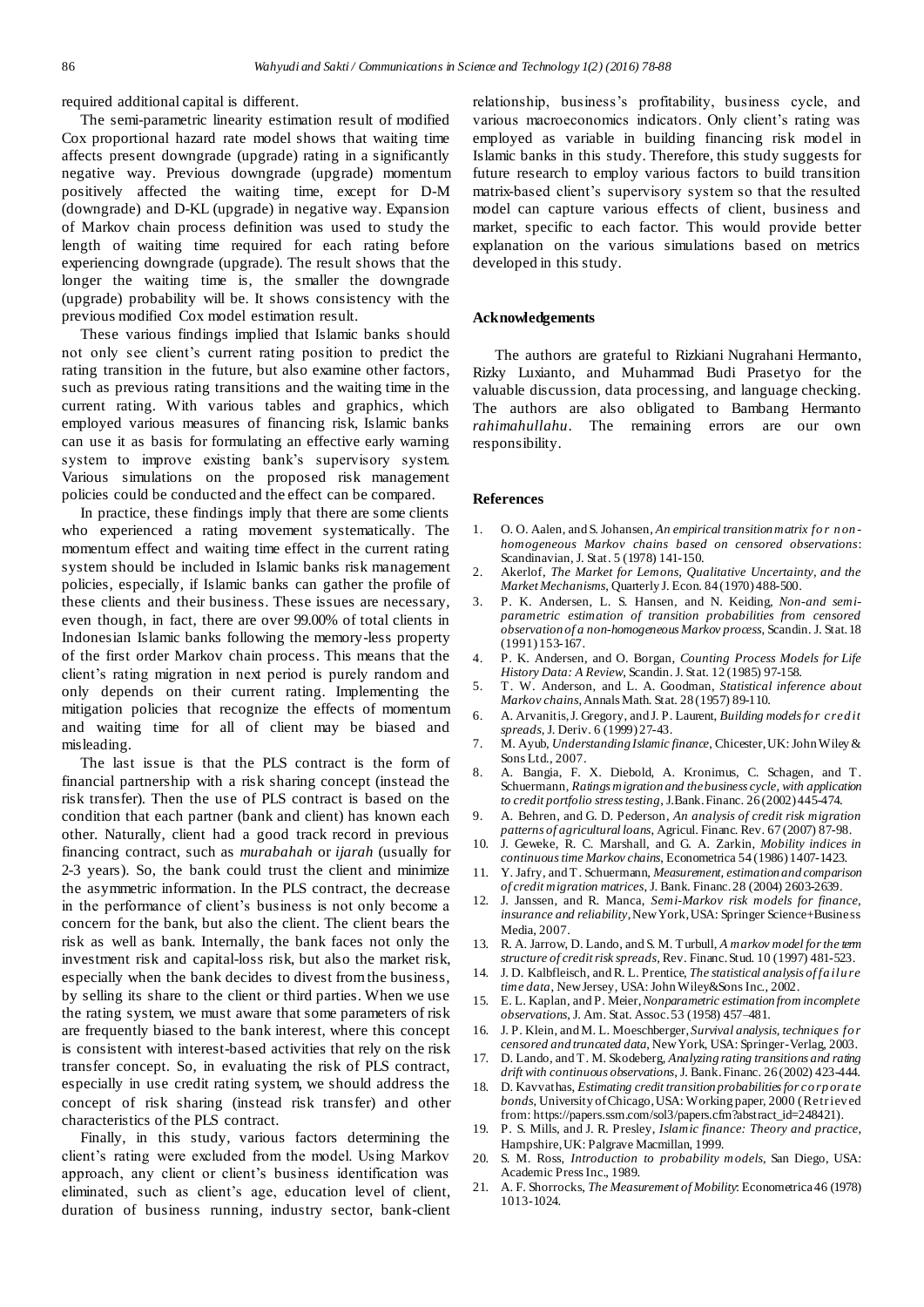required additional capital is different.

The semi-parametric linearity estimation result of modified Cox proportional hazard rate model shows that waiting time affects present downgrade (upgrade) rating in a significantly negative way. Previous downgrade (upgrade) momentum positively affected the waiting time, except for D-M (downgrade) and D-KL (upgrade) in negative way. Expansion of Markov chain process definition was used to study the length of waiting time required for each rating before experiencing downgrade (upgrade). The result shows that the longer the waiting time is, the smaller the downgrade (upgrade) probability will be. It shows consistency with the previous modified Cox model estimation result.

These various findings implied that Islamic banks should not only see client's current rating position to predict the rating transition in the future, but also examine other factors, such as previous rating transitions and the waiting time in the current rating. With various tables and graphics, which employed various measures of financing risk, Islamic banks can use it as basis for formulating an effective early warning system to improve existing bank's supervisory system. Various simulations on the proposed risk management policies could be conducted and the effect can be compared.

In practice, these findings imply that there are some clients who experienced a rating movement systematically. The momentum effect and waiting time effect in the current rating system should be included in Islamic banks risk management policies, especially, if Islamic banks can gather the profile of these clients and their business. These issues are necessary, even though, in fact, there are over 99.00% of total clients in Indonesian Islamic banks following the memory-less property of the first order Markov chain process. This means that the client's rating migration in next period is purely random and only depends on their current rating. Implementing the mitigation policies that recognize the effects of momentum and waiting time for all of client may be biased and misleading.

The last issue is that the PLS contract is the form of financial partnership with a risk sharing concept (instead the risk transfer). Then the use of PLS contract is based on the condition that each partner (bank and client) has known each other. Naturally, client had a good track record in previous financing contract, such as *murabahah* or *ijarah* (usually for 2-3 years). So, the bank could trust the client and minimize the asymmetric information. In the PLS contract, the decrease in the performance of client's business is not only become a concern for the bank, but also the client. The client bears the risk as well as bank. Internally, the bank faces not only the investment risk and capital-loss risk, but also the market risk, especially when the bank decides to divest from the business, by selling its share to the client or third parties. When we use the rating system, we must aware that some parameters of risk are frequently biased to the bank interest, where this concept is consistent with interest-based activities that rely on the risk transfer concept. So, in evaluating the risk of PLS contract, especially in use credit rating system, we should address the concept of risk sharing (instead risk transfer) and other characteristics of the PLS contract.

Finally, in this study, various factors determining the client's rating were excluded from the model. Using Markov approach, any client or client's business identification was eliminated, such as client's age, education level of client, duration of business running, industry sector, bank-client relationship, business's profitability, business cycle, and various macroeconomics indicators. Only client's rating was employed as variable in building financing risk model in Islamic banks in this study. Therefore, this study suggests for future research to employ various factors to build transition matrix-based client's supervisory system so that the resulted model can capture various effects of client, business and market, specific to each factor. This would provide better explanation on the various simulations based on metrics developed in this study.

## Acknowledgements

The authors are grateful to Rizkiani Nugrahani Hermanto, Rizky Luxianto, and Muhammad Budi Prasetyo for the valuable discussion, data processing, and language checking. The authors are also obligated to Bambang Hermanto *rahimahullahu*. The remaining errors are our own responsibility.

## References

1. O. O. Aalen, and S. Johansen, *An empirical transition matrix for non-homogeneous Markov chains based on censored observations*: Scandinavian, J. Stat. 5 (1978) 141-150.
2. Akerlof, *The Market for Lemons, Qualitative Uncertainty, and the Market Mechanisms*, Quarterly J. Econ. 84 (1970) 488-500.
3. P. K. Andersen, L. S. Hansen, and N. Keiding, *Non-and semi-parametric estimation of transition probabilities from censored observation of a non-homogeneous Markov process*, Scandin. J. Stat. 18 (1991) 153-167.
4. P. K. Andersen, and O. Borgan, *Counting Process Models for Life History Data: A Review*, Scandin. J. Stat. 12 (1985) 97-158.
5. T. W. Anderson, and L. A. Goodman, *Statistical inference about Markov chains*, Annals Math. Stat. 28 (1957) 89-110.
6. A. Arvanitis, J. Gregory, and J. P. Laurent, *Building models for credit spreads*, J. Deriv. 6 (1999) 27-43.
7. M. Ayub, *Understanding Islamic finance*, Chicester, UK: John Wiley & Sons Ltd., 2007.
8. A. Bangia, F. X. Diebold, A. Kronimus, C. Schagen, and T. Schuermann, *Ratings migration and the business cycle, with application to credit portfolio stress testing*, J.Bank. Financ. 26 (2002) 445-474.
9. A. Behren, and G. D. Pederson, *An analysis of credit risk migration patterns of agricultural loans*, Agricul. Financ. Rev. 67 (2007) 87-98.
10. J. Geweke, R. C. Marshall, and G. A. Zarkin, *Mobility indices in continuous time Markov chains*, Econometrica 54 (1986) 1407-1423.
11. Y. Jafry, and T. Schuermann, *Measurement, estimation and comparison of credit migration matrices*, J. Bank. Financ. 28 (2004) 2603-2639.
12. J. Janssen, and R. Manca, *Semi-Markov risk models for finance, insurance and reliability*, New York, USA: Springer Science+Business Media, 2007.
13. R. A. Jarrow, D. Lando, and S. M. Turbull, *A markov model for the term structure of credit risk spreads*, Rev. Financ. Stud. 10 (1997) 481-523.
14. J. D. Kalbfleisch, and R. L. Prentice, *The statistical analysis of failure time data*, New Jersey, USA: John Wiley&Sons Inc., 2002.
15. E. L. Kaplan, and P. Meier, *Nonparametric estimation from incomplete observations*, J. Am. Stat. Assoc. 53 (1958) 457–481.
16. J. P. Klein, and M. L. Moeschberger, *Survival analysis, techniques for censored and truncated data*, New York, USA: Springer-Verlag, 2003.
17. D. Lando, and T. M. Skodeberg, *Analyzing rating transitions and rating drift with continuous observations*, J. Bank. Financ. 26 (2002) 423-444.
18. D. Kavvathas, *Estimating credit transition probabilities for corporate bonds*, University of Chicago, USA: Working paper, 2000 (Retrieved from: https://papers.ssm.com/sol3/papers.cfm?abstract_id=248421).
19. P. S. Mills, and J. R. Presley, *Islamic finance: Theory and practice*, Hampshire, UK: Palgrave Macmillan, 1999.
20. S. M. Ross, *Introduction to probability models*, San Diego, USA: Academic Press Inc., 1989.
21. A. F. Shorrocks, *The Measurement of Mobility*: Econometrica 46 (1978) 1013-1024.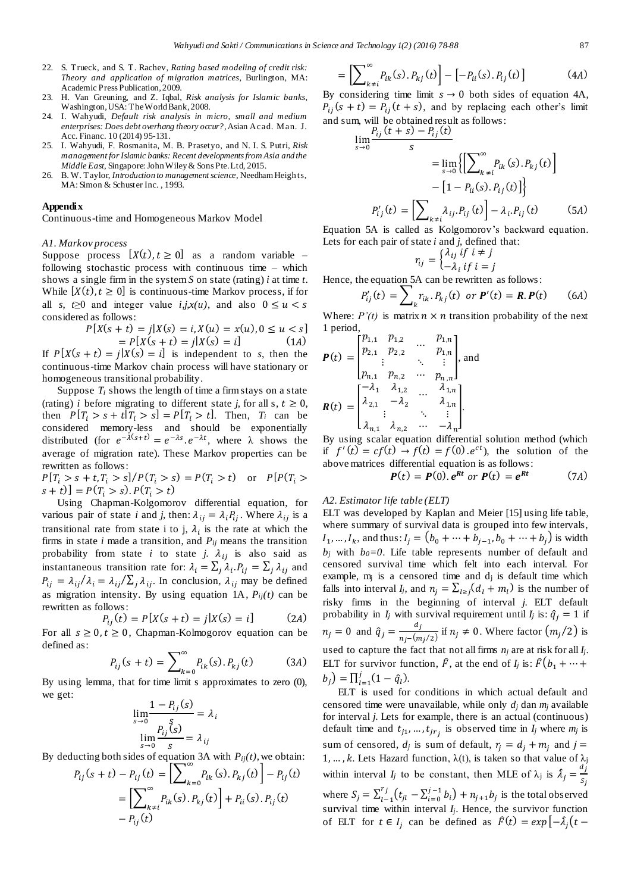22. S. Trueck, and S. T. Rachev, *Rating based modeling of credit risk: Theory and application of migration matrices*, Burlington, MA: Academic Press Publication, 2009.
23. H. Van Greuning, and Z. Iqbal, *Risk analysis for Islamic banks*, Washington, USA: The World Bank, 2008.
24. I. Wahyudi, *Default risk analysis in micro, small and medium enterprises: Does debt overhang theory occur?*, Asian Acad. Man. J. Acc. Financ. 10 (2014) 95-131.
25. I. Wahyudi, F. Rosmanita, M. B. Prasetyo, and N. I. S. Putri, *Risk management for Islamic banks: Recent developments from Asia and the Middle East*, Singapore: John Wiley & Sons Pte. Ltd, 2015.
26. B. W. Taylor, *Introduction to management science*, Needham Heights, MA: Simon & Schuster Inc. , 1993.

## Appendix

Continuous-time and Homogeneous Markov Model

### *A1. Markov process*

Suppose process $[X(t), t \geq 0]$ as a random variable – following stochastic process with continuous time – which shows a single firm in the system $S$ on state (rating) $i$ at time $t$. While $[X(t), t \geq 0]$ is continuous-time Markov process, if for all $s$, $t \geq 0$ and integer value $i,j,x(u)$, and also $0 \leq u < s$ considered as follows:

$$P[X(s+t) = j | X(s) = i, X(u) = x(u), 0 \leq u < s] = P[X(s+t) = j | X(s) = i] \qquad (1A)$$

If $P[X(s+t) = j | X(s) = i]$ is independent to $s$, then the continuous-time Markov chain process will have stationary or homogeneous transitional probability.

Suppose $T_i$ shows the length of time a firm stays on a state (rating) $i$ before migrating to different state $j$, for all s, $t \geq 0$, then $P[T_i > s + t | T_i > s] = P[T_i > t]$. Then, $T_i$ can be considered memory-less and should be exponentially distributed (for $e^{-\lambda(s+t)} = e^{-\lambda s} . e^{-\lambda t}$, where $\lambda$ shows the average of migration rate). These Markov properties can be rewritten as follows:

$P[T_i > s + t, T_i > s] / P(T_i > s) = P(T_i > t)$ or $P[P(T_i > s + t)] = P(T_i > s) . P(T_i > t)$

Using Chapman-Kolgomorov differential equation, for various pair of state $i$ and $j$, then: $\lambda_{ij} = \lambda_i P_{ij}$. Where $\lambda_{ij}$ is a transitional rate from state i to j, $\lambda_i$ is the rate at which the firms in state $i$ made a transition, and $P_{ij}$ means the transition probability from state $i$ to state $j$. $\lambda_{ij}$ is also said as instantaneous transition rate for: $\lambda_i = \sum_j \lambda_i . P_{ij} = \sum_j \lambda_{ij}$ and $P_{ij} = \lambda_{ij} / \lambda_i = \lambda_{ij} / \sum_j \lambda_{ij}$. In conclusion, $\lambda_{ij}$ may be defined as migration intensity. By using equation 1A, $P_{ij}(t)$ can be rewritten as follows:

$$P_{ij}(t) = P[X(s+t) = j | X(s) = i] \qquad (2A)$$

For all $s \geq 0, t \geq 0$, Chapman-Kolmogorov equation can be defined as:

$$P_{ij}(s+t) = \sum_{k=0}^{\infty} P_{ik}(s) . P_{kj}(t) \qquad (3A)$$

By using lemma, that for time limit s approximates to zero (0), we get:

$$\lim_{s \to 0} \frac{1 - P_{ij}(s)}{s} = \lambda_i$$

$$\lim_{s \to 0} \frac{P_{ij}(s)}{s} = \lambda_{ij}$$

By deducting both sides of equation 3A with $P_{ij}(t)$, we obtain:

$$P_{ij}(s+t) - P_{ij}(t) = \left[\sum_{k=0}^{\infty} P_{ik}(s) . P_{kj}(t)\right] - P_{ij}(t)$$

$$= \left[\sum_{k \neq i}^{\infty} P_{ik}(s) . P_{kj}(t)\right] + P_{ii}(s) . P_{ij}(t) - P_{ij}(t)$$

$$= \left[\sum_{k \neq i}^{\infty} P_{ik}(s) . P_{kj}(t)\right] - \left[-P_{ii}(s) . P_{ij}(t)\right] \qquad (4A)$$

By considering time limit $s \to 0$ both sides of equation 4A, $P_{ij}(s+t) = P_{ij}(t+s)$, and by replacing each other's limit and sum, will be obtained result as follows:

$$\lim_{s \to 0} \frac{P_{ij}(t+s) - P_{ij}(t)}{s} = \lim_{s \to 0} \left\{ \left[\sum_{k \neq i}^{\infty} P_{ik}(s) . P_{kj}(t)\right] - \left[1 - P_{ii}(s) . P_{ij}(t)\right] \right\}$$

$$P'_{ij}(t) = \left[\sum_{k \neq i} \lambda_{ij} . P_{ij}(t)\right] - \lambda_i . P_{ij}(t) \qquad (5A)$$

Equation 5A is called as Kolgomorov's backward equation. Lets for each pair of state $i$ and $j$, defined that:

$$r_{ij} = \begin{cases} \lambda_{ij} \text{ if } i \neq j \\ -\lambda_i \text{ if } i = j \end{cases}$$

Hence, the equation 5A can be rewritten as follows:

$$P'_{ij}(t) = \sum_k r_{ik} . P_{kj}(t) \text{ or } \boldsymbol{P}'(t) = \boldsymbol{R} . \boldsymbol{P}(t) \qquad (6A)$$

Where: $P'(t)$ is matrix $n \times n$ transition probability of the next 1 period,

$$\boldsymbol{P}(t) = \begin{bmatrix} p_{1,1} & p_{1,2} & \cdots & p_{1,n} \\ p_{2,1} & p_{2,2} & & p_{1,n} \\ \vdots & & \ddots & \vdots \\ p_{n,1} & p_{n,2} & \cdots & p_{n,n} \end{bmatrix}, \text{ and}$$

$$\boldsymbol{R}(t) = \begin{bmatrix} -\lambda_1 & \lambda_{1,2} & \cdots & \lambda_{1,n} \\ \lambda_{2,1} & -\lambda_2 & & \lambda_{1,n} \\ \vdots & & \ddots & \vdots \\ \lambda_{n,1} & \lambda_{n,2} & \cdots & -\lambda_n \end{bmatrix}.$$

By using scalar equation differential solution method (which if $f'(t) = cf(t) \to f(t) = f(0) . e^{ct}$), the solution of the above matrices differential equation is as follows:

$$\boldsymbol{P}(t) = \boldsymbol{P}(0) . \boldsymbol{e}^{\boldsymbol{R}t} \text{ or } \boldsymbol{P}(t) = \boldsymbol{e}^{\boldsymbol{R}t} \qquad (7A)$$

### *A2. Estimator life table (ELT)*

ELT was developed by Kaplan and Meier [15] using life table, where summary of survival data is grouped into few intervals, $I_1, \ldots, I_k$, and thus: $I_j = (b_0 + \cdots + b_{j-1}, b_0 + \cdots + b_j)$ is width $b_j$ with $b_0 = 0$. Life table represents number of default and censored survival time which felt into each interval. For example, $m_j$ is a censored time and $d_j$ is default time which falls into interval $I_j$, and $n_j = \sum_{l \geq j} (d_l + m_l)$ is the number of risky firms in the beginning of interval $j$. ELT default probability in $I_j$ with survival requirement until $I_j$ is: $\hat{q}_j = 1$ if $n_j = 0$ and $\hat{q}_j = \frac{d_j}{n_j - (m_j/2)}$ if $n_j \neq 0$. Where factor $(m_j/2)$ is used to capture the fact that not all firms $n_j$ are at risk for all $I_j$. ELT for survivor function, $\hat{F}$, at the end of $I_j$ is: $\hat{F}(b_1 + \cdots + b_j) = \prod_{l=1}^{j} (1 - \hat{q}_l)$.

ELT is used for conditions in which actual default and censored time were unavailable, while only $d_j$ dan $m_j$ available for interval $j$. Lets for example, there is an actual (continuous) default time and $t_{j1}, \ldots, t_{jr_j}$ is observed time in $I_j$ where $m_j$ is sum of censored, $d_j$ is sum of default, $r_j = d_j + m_j$ and $j = 1, \ldots, k$. Lets Hazard function, $\lambda(t)$, is taken so that value of $\lambda_j$ within interval $I_j$ to be constant, then MLE of $\lambda_j$ is $\hat{\lambda}_j = \frac{d_j}{S_j}$ where $S_j = \sum_{l-1}^{r_j} \left(t_{jl} - \sum_{i=0}^{j-1} b_i\right) + n_{j+1} b_j$ is the total observed survival time within interval $I_j$. Hence, the survivor function of ELT for $t \in I_j$ can be defined as $\hat{F}(t) = exp\left[-\hat{\lambda}_j \left(t -\right.\right.$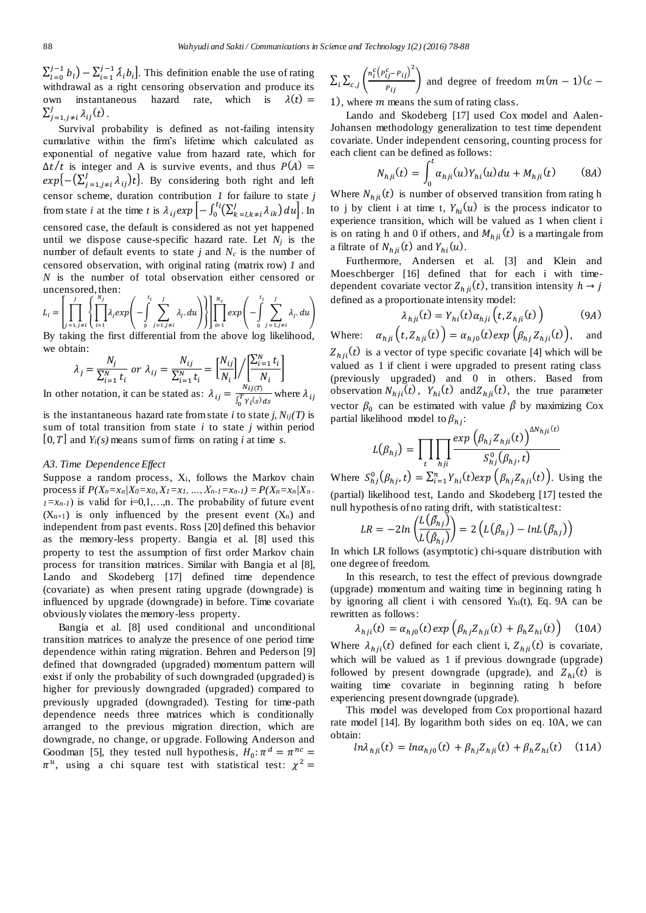$\sum_{l=0}^{j-1} b_l) - \sum_{i=1}^{j-1} \hat{\lambda}_i b_i]$. This definition enable the use of rating withdrawal as a right censoring observation and produce its own instantaneous hazard rate, which is $\lambda(t) = \sum_{j=1, j\neq i}^{J} \lambda_{ij}(t)$.

Survival probability is defined as not-failing intensity cumulative within the firm's lifetime which calculated as exponential of negative value from hazard rate, which for $\Delta t/t$ is integer and A is survive events, and thus $P(A) = exp\{-(\sum_{j=1, j\neq i}^{J} \lambda_{ij})t\}$. By considering both right and left censor scheme, duration contribution *1* for failure to state *j* from state *i* at the time *t* is $\lambda_{ij} exp\left[-\int_0^{t_l}(\sum_{k=l, k\neq i}^{J} \lambda_{ik})\, du\right]$. In censored case, the default is considered as not yet happened until we dispose cause-specific hazard rate. Let $N_j$ is the number of default events to state *j* and $N_c$ is the number of censored observation, with original rating (matrix row) *1* and *N* is the number of total observation either censored or uncensored, then:

$$L_i = \left[\prod_{j=1, j\neq l}^{J} \left\{\prod_{l=1}^{N_j} \lambda_j exp\left(-\int_0^{t_i} \sum_{j=1, j\neq i}^{J} \lambda_j . du\right)\right\}\right] \prod_{l=1}^{N_c} exp\left(-\int_0^{t_i} \sum_{j=1, j\neq i}^{J} \lambda_j . du\right)$$

By taking the first differential from the above log likelihood, we obtain:

$$\lambda_j = \frac{N_j}{\sum_{i=1}^{N} t_i} \; or \; \lambda_{ij} = \frac{N_{ij}}{\sum_{i=1}^{N} t_i} = \left[\frac{N_{ij}}{N_i}\right] \Big/ \left[\frac{\sum_{i=1}^{N} t_i}{N_i}\right]$$

In other notation, it can be stated as: $\lambda_{ij} = \frac{N_{ij}(T)}{\int_0^T Y_i(s)\, ds}$ where $\lambda_{ij}$ is the instantaneous hazard rate from state *i* to state *j*, $N_{ij}(T)$ is sum of total transition from state *i* to state *j* within period $[0, T]$ and $Y_i(s)$ means sum of firms on rating *i* at time *s*.

### A3. Time Dependence Effect

Suppose a random process, $X_i$, follows the Markov chain process if $P(X_n=x_n|X_0=x_0, X_1=x_1, \ldots, X_{n-1}=x_{n-1}) = P(X_n=x_n|X_{n-1}=x_{n-1})$ is valid for i=0,1,…,n. The probability of future event ($X_{n+1}$) is only influenced by the present event ($X_n$) and independent from past events. Ross [20] defined this behavior as the memory-less property. Bangia et al. [8] used this property to test the assumption of first order Markov chain process for transition matrices. Similar with Bangia et al [8], Lando and Skodeberg [17] defined time dependence (covariate) as when present rating upgrade (downgrade) is influenced by upgrade (downgrade) in before. Time covariate obviously violates the memory-less property.

Bangia et al. [8] used conditional and unconditional transition matrices to analyze the presence of one period time dependence within rating migration. Behren and Pederson [9] defined that downgraded (upgraded) momentum pattern will exist if only the probability of such downgraded (upgraded) is higher for previously downgraded (upgraded) compared to previously upgraded (downgraded). Testing for time-path dependence needs three matrices which is conditionally arranged to the previous migration direction, which are downgrade, no change, or upgrade. Following Anderson and Goodman [5], they tested null hypothesis, $H_0: \pi^d = \pi^{nc} = \pi^u$, using a chi square test with statistical test: $\chi^2 = \sum_i \sum_{c,j} \left(\frac{n_i^c (P_{ij}^c - P_{ij})^2}{P_{ij}}\right)$ and degree of freedom $m(m-1)(c-1)$, where $m$ means the sum of rating class.

Lando and Skodeberg [17] used Cox model and Aalen-Johansen methodology generalization to test time dependent covariate. Under independent censoring, counting process for each client can be defined as follows:

$$N_{hji}(t) = \int_0^t \alpha_{hji}(u) Y_{hi}(u)\, du + M_{hji}(t) \qquad (8A)$$

Where $N_{hji}(t)$ is number of observed transition from rating h to j by client i at time t, $Y_{hi}(u)$ is the process indicator to experience transition, which will be valued as 1 when client i is on rating h and 0 if others, and $M_{hji}(t)$ is a martingale from a filtrate of $N_{hji}(t)$ and $Y_{hi}(u)$.

Furthermore, Andersen et al. [3] and Klein and Moeschberger [16] defined that for each i with time-dependent covariate vector $Z_{hj}(t)$, transition intensity $h \rightarrow j$ defined as a proportionate intensity model:

$$\lambda_{hji}(t) = Y_{hi}(t) \alpha_{hji}\left(t, Z_{hji}(t)\right) \qquad (9A)$$

Where: $\alpha_{hji}\left(t, Z_{hji}(t)\right) = \alpha_{hj0}(t) exp\left(\beta_{hj} Z_{hji}(t)\right)$, and $Z_{hji}(t)$ is a vector of type specific covariate [4] which will be valued as 1 if client i were upgraded to present rating class (previously upgraded) and 0 in others. Based from observation $N_{hji}(t)$, $Y_{hi}(t)$ and $Z_{hji}(t)$, the true parameter vector $\beta_0$ can be estimated with value $\hat{\beta}$ by maximizing Cox partial likelihood model to $\beta_{hj}$:

$$L(\beta_{hj}) = \prod_t \prod_{hji} \frac{exp\left(\beta_{hj} Z_{hji}(t)\right)^{\Delta N_{hji}(t)}}{S_{hj}^0(\beta_{hj}, t)}$$

Where $S_{hj}^0(\beta_{hj}, t) = \sum_{i=1}^{n} Y_{hi}(t) exp\left(\beta_{hj} Z_{hji}(t)\right)$. Using the (partial) likelihood test, Lando and Skodeberg [17] tested the null hypothesis of no rating drift, with statistical test:

$$LR = -2 ln\left(\frac{L(\beta_{hj})}{L(\hat{\beta}_{hj})}\right) = 2\left(L(\hat{\beta}_{hj}) - lnL(\beta_{hj})\right)$$

In which LR follows (asymptotic) chi-square distribution with one degree of freedom.

In this research, to test the effect of previous downgrade (upgrade) momentum and waiting time in beginning rating h by ignoring all client i with censored $Y_{hi}(t)$, Eq. 9A can be rewritten as follows:

$$\lambda_{hji}(t) = \alpha_{hj0}(t) exp\left(\beta_{hj} Z_{hji}(t) + \beta_h Z_{hi}(t)\right) \qquad (10A)$$

Where $\lambda_{hji}(t)$ defined for each client i, $Z_{hji}(t)$ is covariate, which will be valued as 1 if previous downgrade (upgrade) followed by present downgrade (upgrade), and $Z_{hi}(t)$ is waiting time covariate in beginning rating h before experiencing present downgrade (upgrade).

This model was developed from Cox proportional hazard rate model [14]. By logarithm both sides on eq. 10A, we can obtain:

$$ln\lambda_{hji}(t) = ln\alpha_{hj0}(t) + \beta_{hj} Z_{hji}(t) + \beta_h Z_{hi}(t) \qquad (11A)$$